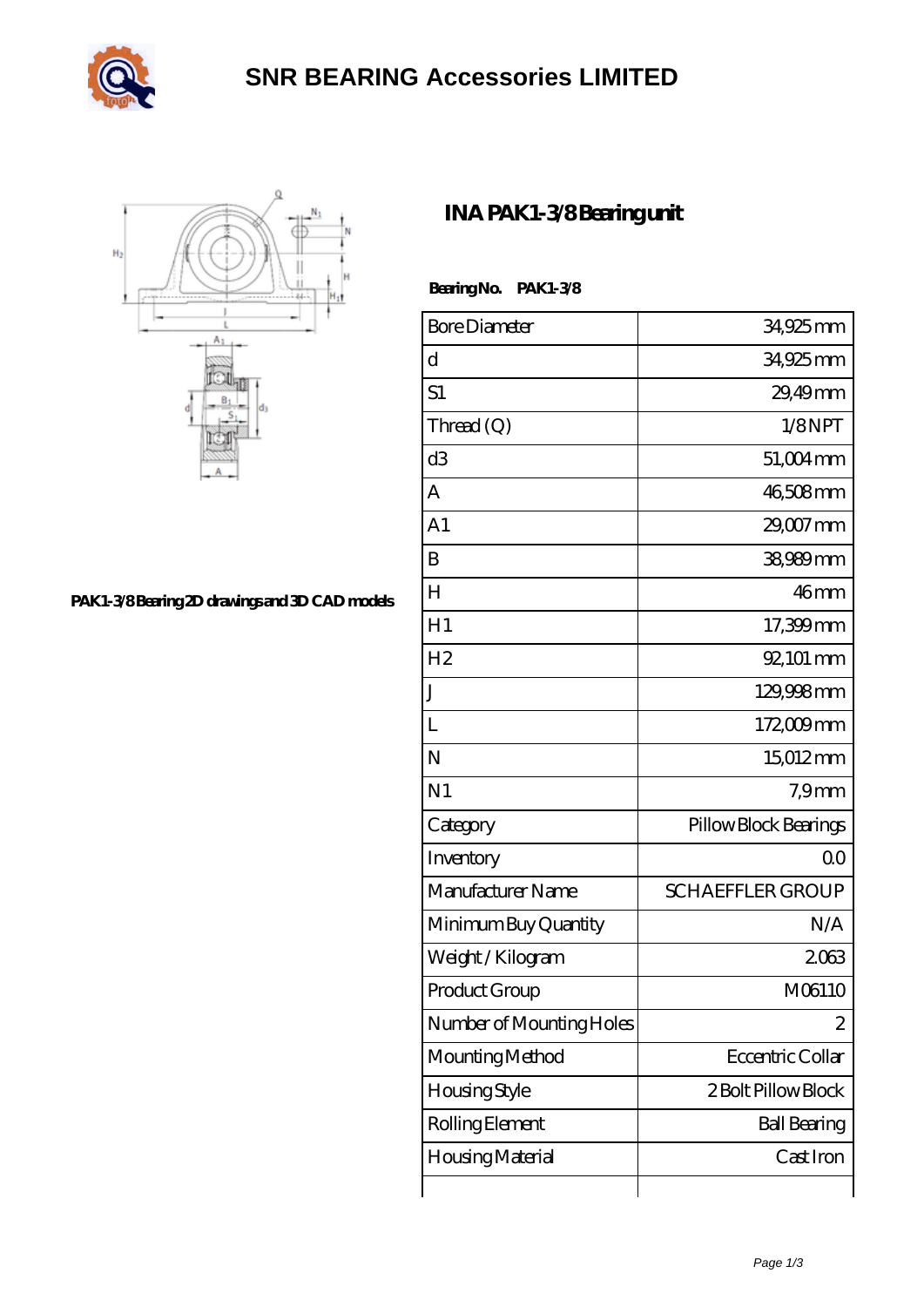# SNR BEARING Accessories LIMITED

PAK1-3/8 Bearing 2D drawings and 3D CAD models

## INA PAK1-3/8 Bearing unit

**Bearing No. PAK1-3/8**

| | |
|---|---|
| Bore Diameter | 34,925 mm |
| d | 34,925 mm |
| S1 | 29,49 mm |
| Thread (Q) | 1/8 NPT |
| d3 | 51,004 mm |
| A | 46,508 mm |
| A1 | 29,007 mm |
| B | 38,989 mm |
| H | 46 mm |
| H1 | 17,399 mm |
| H2 | 92,101 mm |
| J | 129,998 mm |
| L | 172,009 mm |
| N | 15,012 mm |
| N1 | 7,9 mm |
| Category | Pillow Block Bearings |
| Inventory | 0.0 |
| Manufacturer Name | SCHAEFFLER GROUP |
| Minimum Buy Quantity | N/A |
| Weight / Kilogram | 2.063 |
| Product Group | M06110 |
| Number of Mounting Holes | 2 |
| Mounting Method | Eccentric Collar |
| Housing Style | 2 Bolt Pillow Block |
| Rolling Element | Ball Bearing |
| Housing Material | Cast Iron |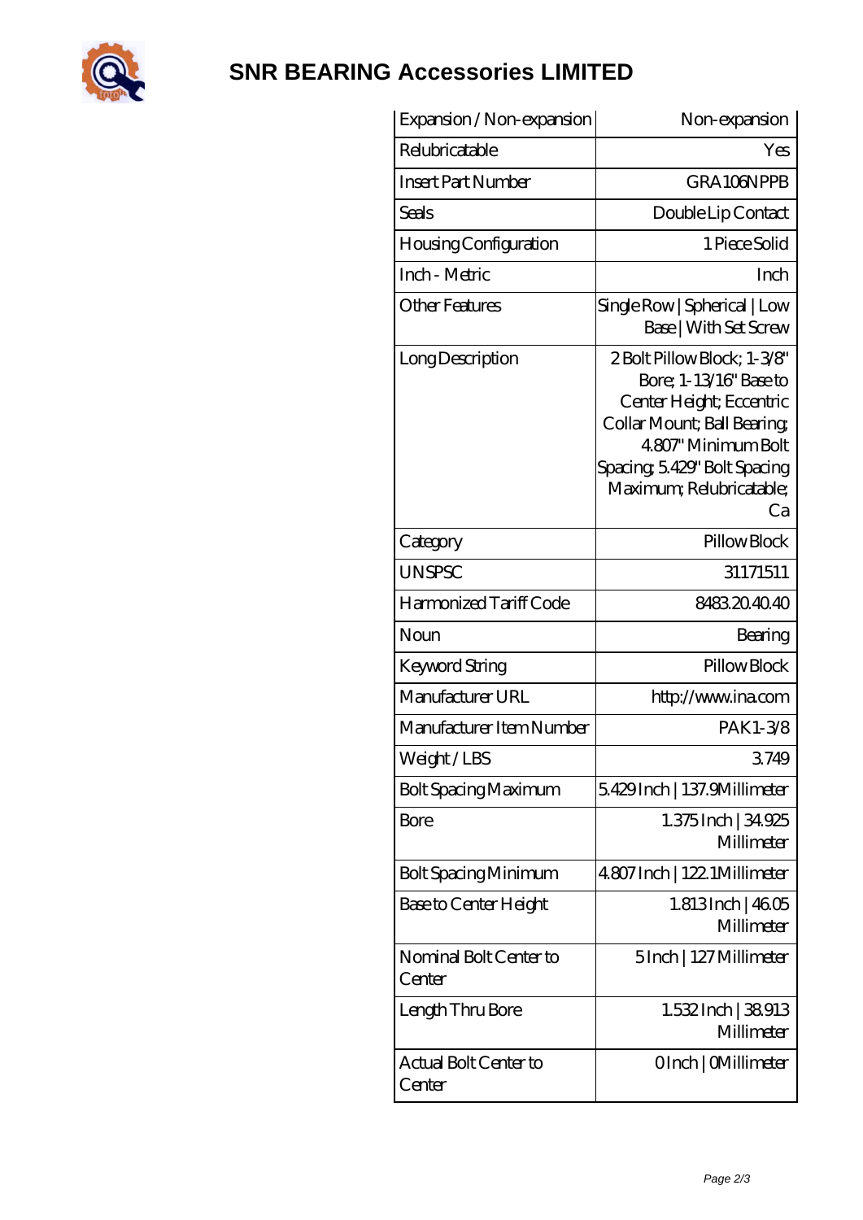| Expansion / Non-expansion | Non-expansion |
|---|---|
| Relubricatable | Yes |
| Insert Part Number | GRA106NPPB |
| Seals | Double Lip Contact |
| Housing Configuration | 1 Piece Solid |
| Inch - Metric | Inch |
| Other Features | Single Row \| Spherical \| Low Base \| With Set Screw |
| Long Description | 2 Bolt Pillow Block; 1-3/8" Bore; 1-13/16" Base to Center Height; Eccentric Collar Mount; Ball Bearing; 4.807" Minimum Bolt Spacing; 5.429" Bolt Spacing Maximum; Relubricatable; Ca |
| Category | Pillow Block |
| UNSPSC | 31171511 |
| Harmonized Tariff Code | 8483.20.40.40 |
| Noun | Bearing |
| Keyword String | Pillow Block |
| Manufacturer URL | http://www.ina.com |
| Manufacturer Item Number | PAK1-3/8 |
| Weight / LBS | 3.749 |
| Bolt Spacing Maximum | 5.429 Inch \| 137.9 Millimeter |
| Bore | 1.375 Inch \| 34.925 Millimeter |
| Bolt Spacing Minimum | 4.807 Inch \| 122.1 Millimeter |
| Base to Center Height | 1.813 Inch \| 46.05 Millimeter |
| Nominal Bolt Center to Center | 5 Inch \| 127 Millimeter |
| Length Thru Bore | 1.532 Inch \| 38.913 Millimeter |
| Actual Bolt Center to Center | 0 Inch \| 0 Millimeter |